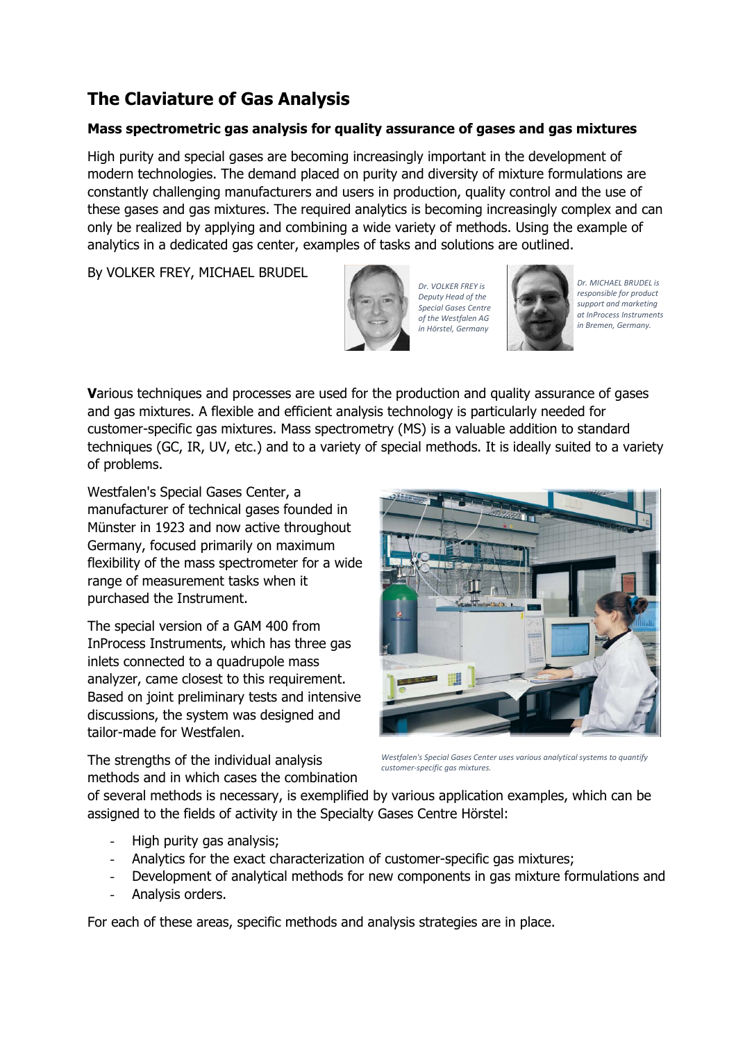# The Claviature of Gas Analysis

### Mass spectrometric gas analysis for quality assurance of gases and gas mixtures

High purity and special gases are becoming increasingly important in the development of modern technologies. The demand placed on purity and diversity of mixture formulations are constantly challenging manufacturers and users in production, quality control and the use of these gases and gas mixtures. The required analytics is becoming increasingly complex and can only be realized by applying and combining a wide variety of methods. Using the example of analytics in a dedicated gas center, examples of tasks and solutions are outlined.

By VOLKER FREY, MICHAEL BRUDEL

*Dr. VOLKER FREY is Deputy Head of the Special Gases Centre of the Westfalen AG in Hörstel, Germany*

*Dr. MICHAEL BRUDEL is responsible for product support and marketing at InProcess Instruments in Bremen, Germany.*

**V**arious techniques and processes are used for the production and quality assurance of gases and gas mixtures. A flexible and efficient analysis technology is particularly needed for customer-specific gas mixtures. Mass spectrometry (MS) is a valuable addition to standard techniques (GC, IR, UV, etc.) and to a variety of special methods. It is ideally suited to a variety of problems.

Westfalen's Special Gases Center, a manufacturer of technical gases founded in Münster in 1923 and now active throughout Germany, focused primarily on maximum flexibility of the mass spectrometer for a wide range of measurement tasks when it purchased the Instrument.

The special version of a GAM 400 from InProcess Instruments, which has three gas inlets connected to a quadrupole mass analyzer, came closest to this requirement. Based on joint preliminary tests and intensive discussions, the system was designed and tailor-made for Westfalen.

*Westfalen's Special Gases Center uses various analytical systems to quantify customer-specific gas mixtures.*

The strengths of the individual analysis methods and in which cases the combination of several methods is necessary, is exemplified by various application examples, which can be assigned to the fields of activity in the Specialty Gases Centre Hörstel:

- High purity gas analysis;
- Analytics for the exact characterization of customer-specific gas mixtures;
- Development of analytical methods for new components in gas mixture formulations and
- Analysis orders.

For each of these areas, specific methods and analysis strategies are in place.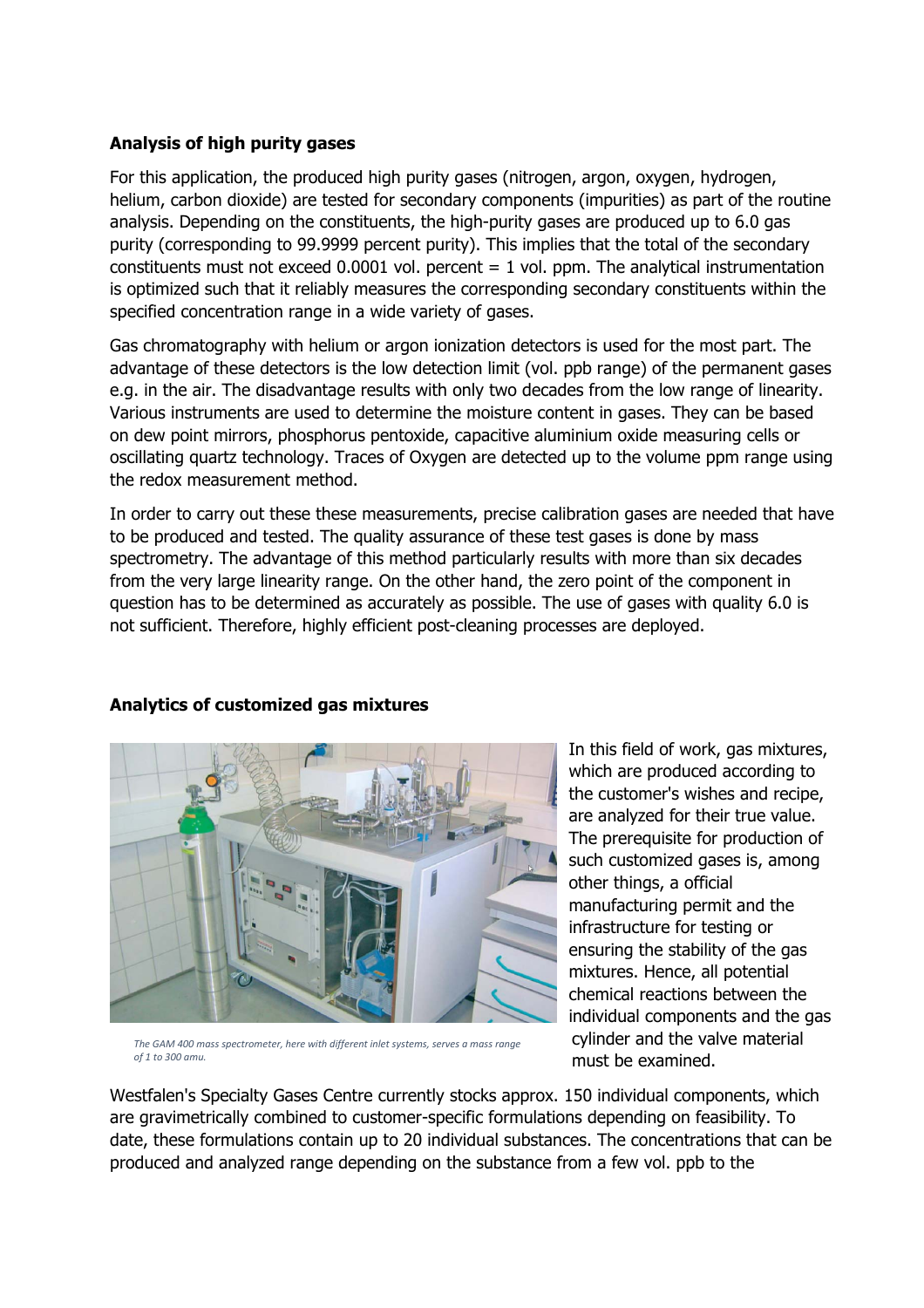## Analysis of high purity gases

For this application, the produced high purity gases (nitrogen, argon, oxygen, hydrogen, helium, carbon dioxide) are tested for secondary components (impurities) as part of the routine analysis. Depending on the constituents, the high-purity gases are produced up to 6.0 gas purity (corresponding to 99.9999 percent purity). This implies that the total of the secondary constituents must not exceed 0.0001 vol. percent = 1 vol. ppm. The analytical instrumentation is optimized such that it reliably measures the corresponding secondary constituents within the specified concentration range in a wide variety of gases.

Gas chromatography with helium or argon ionization detectors is used for the most part. The advantage of these detectors is the low detection limit (vol. ppb range) of the permanent gases e.g. in the air. The disadvantage results with only two decades from the low range of linearity. Various instruments are used to determine the moisture content in gases. They can be based on dew point mirrors, phosphorus pentoxide, capacitive aluminium oxide measuring cells or oscillating quartz technology. Traces of Oxygen are detected up to the volume ppm range using the redox measurement method.

In order to carry out these these measurements, precise calibration gases are needed that have to be produced and tested. The quality assurance of these test gases is done by mass spectrometry. The advantage of this method particularly results with more than six decades from the very large linearity range. On the other hand, the zero point of the component in question has to be determined as accurately as possible. The use of gases with quality 6.0 is not sufficient. Therefore, highly efficient post-cleaning processes are deployed.

## Analytics of customized gas mixtures

*The GAM 400 mass spectrometer, here with different inlet systems, serves a mass range of 1 to 300 amu.*

In this field of work, gas mixtures, which are produced according to the customer's wishes and recipe, are analyzed for their true value. The prerequisite for production of such customized gases is, among other things, a official manufacturing permit and the infrastructure for testing or ensuring the stability of the gas mixtures. Hence, all potential chemical reactions between the individual components and the gas cylinder and the valve material must be examined.

Westfalen's Specialty Gases Centre currently stocks approx. 150 individual components, which are gravimetrically combined to customer-specific formulations depending on feasibility. To date, these formulations contain up to 20 individual substances. The concentrations that can be produced and analyzed range depending on the substance from a few vol. ppb to the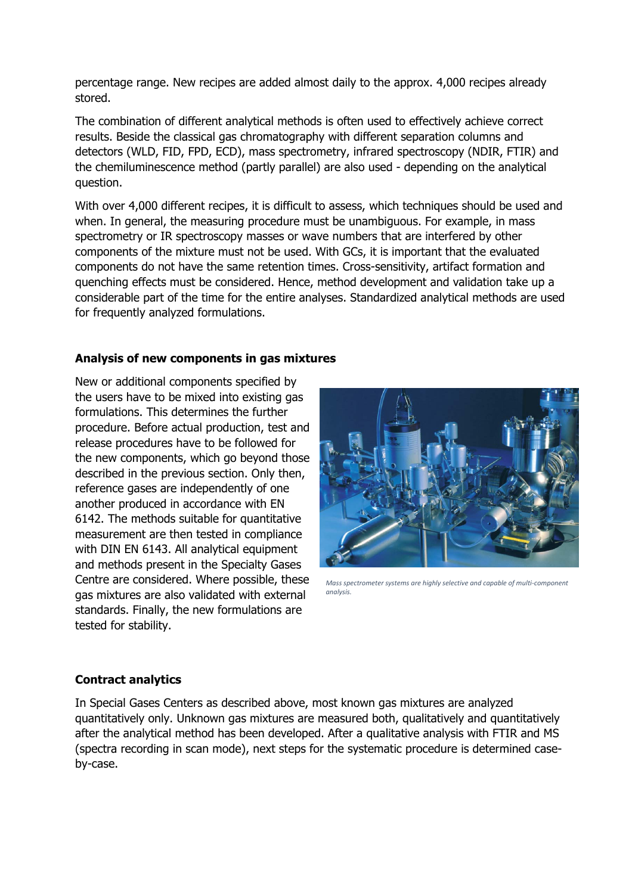percentage range. New recipes are added almost daily to the approx. 4,000 recipes already stored.

The combination of different analytical methods is often used to effectively achieve correct results. Beside the classical gas chromatography with different separation columns and detectors (WLD, FID, FPD, ECD), mass spectrometry, infrared spectroscopy (NDIR, FTIR) and the chemiluminescence method (partly parallel) are also used - depending on the analytical question.

With over 4,000 different recipes, it is difficult to assess, which techniques should be used and when. In general, the measuring procedure must be unambiguous. For example, in mass spectrometry or IR spectroscopy masses or wave numbers that are interfered by other components of the mixture must not be used. With GCs, it is important that the evaluated components do not have the same retention times. Cross-sensitivity, artifact formation and quenching effects must be considered. Hence, method development and validation take up a considerable part of the time for the entire analyses. Standardized analytical methods are used for frequently analyzed formulations.

**Analysis of new components in gas mixtures**

New or additional components specified by the users have to be mixed into existing gas formulations. This determines the further procedure. Before actual production, test and release procedures have to be followed for the new components, which go beyond those described in the previous section. Only then, reference gases are independently of one another produced in accordance with EN 6142. The methods suitable for quantitative measurement are then tested in compliance with DIN EN 6143. All analytical equipment and methods present in the Specialty Gases Centre are considered. Where possible, these gas mixtures are also validated with external standards. Finally, the new formulations are tested for stability.

*Mass spectrometer systems are highly selective and capable of multi-component analysis.*

**Contract analytics**

In Special Gases Centers as described above, most known gas mixtures are analyzed quantitatively only. Unknown gas mixtures are measured both, qualitatively and quantitatively after the analytical method has been developed. After a qualitative analysis with FTIR and MS (spectra recording in scan mode), next steps for the systematic procedure is determined case-by-case.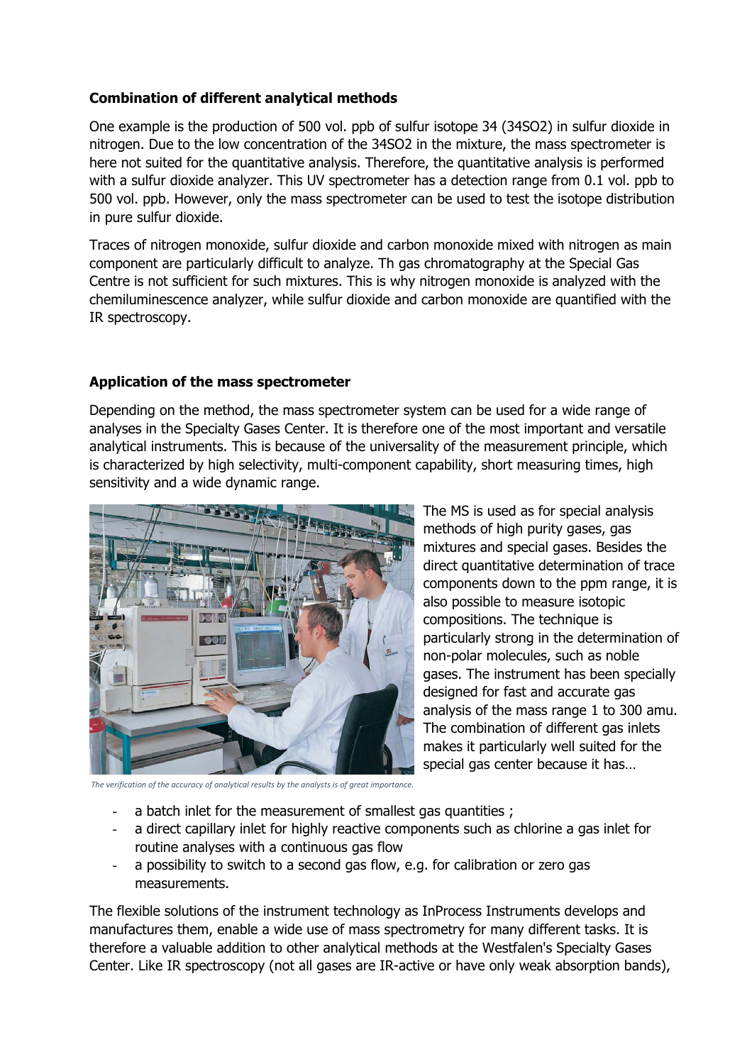### Combination of different analytical methods

One example is the production of 500 vol. ppb of sulfur isotope 34 ($^{34}SO_2$) in sulfur dioxide in nitrogen. Due to the low concentration of the $^{34}SO_2$ in the mixture, the mass spectrometer is here not suited for the quantitative analysis. Therefore, the quantitative analysis is performed with a sulfur dioxide analyzer. This UV spectrometer has a detection range from 0.1 vol. ppb to 500 vol. ppb. However, only the mass spectrometer can be used to test the isotope distribution in pure sulfur dioxide.

Traces of nitrogen monoxide, sulfur dioxide and carbon monoxide mixed with nitrogen as main component are particularly difficult to analyze. Th gas chromatography at the Special Gas Centre is not sufficient for such mixtures. This is why nitrogen monoxide is analyzed with the chemiluminescence analyzer, while sulfur dioxide and carbon monoxide are quantified with the IR spectroscopy.

### Application of the mass spectrometer

Depending on the method, the mass spectrometer system can be used for a wide range of analyses in the Specialty Gases Center. It is therefore one of the most important and versatile analytical instruments. This is because of the universality of the measurement principle, which is characterized by high selectivity, multi-component capability, short measuring times, high sensitivity and a wide dynamic range.

*The verification of the accuracy of analytical results by the analysts is of great importance.*

The MS is used as for special analysis methods of high purity gases, gas mixtures and special gases. Besides the direct quantitative determination of trace components down to the ppm range, it is also possible to measure isotopic compositions. The technique is particularly strong in the determination of non-polar molecules, such as noble gases. The instrument has been specially designed for fast and accurate gas analysis of the mass range 1 to 300 amu. The combination of different gas inlets makes it particularly well suited for the special gas center because it has…

- a batch inlet for the measurement of smallest gas quantities ;
- a direct capillary inlet for highly reactive components such as chlorine a gas inlet for routine analyses with a continuous gas flow
- a possibility to switch to a second gas flow, e.g. for calibration or zero gas measurements.

The flexible solutions of the instrument technology as InProcess Instruments develops and manufactures them, enable a wide use of mass spectrometry for many different tasks. It is therefore a valuable addition to other analytical methods at the Westfalen's Specialty Gases Center. Like IR spectroscopy (not all gases are IR-active or have only weak absorption bands),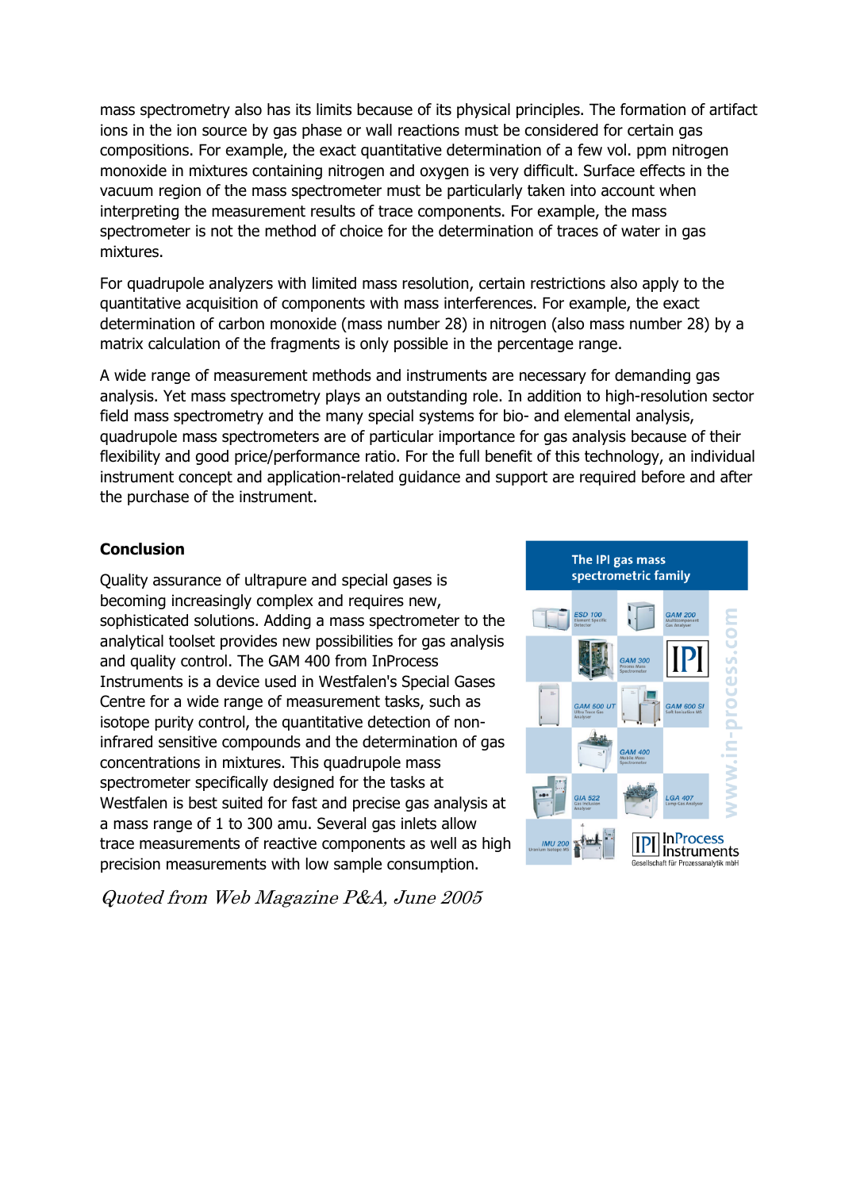mass spectrometry also has its limits because of its physical principles. The formation of artifact ions in the ion source by gas phase or wall reactions must be considered for certain gas compositions. For example, the exact quantitative determination of a few vol. ppm nitrogen monoxide in mixtures containing nitrogen and oxygen is very difficult. Surface effects in the vacuum region of the mass spectrometer must be particularly taken into account when interpreting the measurement results of trace components. For example, the mass spectrometer is not the method of choice for the determination of traces of water in gas mixtures.

For quadrupole analyzers with limited mass resolution, certain restrictions also apply to the quantitative acquisition of components with mass interferences. For example, the exact determination of carbon monoxide (mass number 28) in nitrogen (also mass number 28) by a matrix calculation of the fragments is only possible in the percentage range.

A wide range of measurement methods and instruments are necessary for demanding gas analysis. Yet mass spectrometry plays an outstanding role. In addition to high-resolution sector field mass spectrometry and the many special systems for bio- and elemental analysis, quadrupole mass spectrometers are of particular importance for gas analysis because of their flexibility and good price/performance ratio. For the full benefit of this technology, an individual instrument concept and application-related guidance and support are required before and after the purchase of the instrument.

## Conclusion

Quality assurance of ultrapure and special gases is becoming increasingly complex and requires new, sophisticated solutions. Adding a mass spectrometer to the analytical toolset provides new possibilities for gas analysis and quality control. The GAM 400 from InProcess Instruments is a device used in Westfalen's Special Gases Centre for a wide range of measurement tasks, such as isotope purity control, the quantitative detection of non-infrared sensitive compounds and the determination of gas concentrations in mixtures. This quadrupole mass spectrometer specifically designed for the tasks at Westfalen is best suited for fast and precise gas analysis at a mass range of 1 to 300 amu. Several gas inlets allow trace measurements of reactive components as well as high precision measurements with low sample consumption.

*Quoted from Web Magazine P&A, June 2005*

The IPI gas mass spectrometric family

ESD 100
GAM 200
GAM 300
GAM 500 UT
GAM 600 SI
GAM 400
GIA 522
LGA 407
IMU 200

www.in-process.com

InProcess Instruments
Gesellschaft für Prozessanalytik mbH